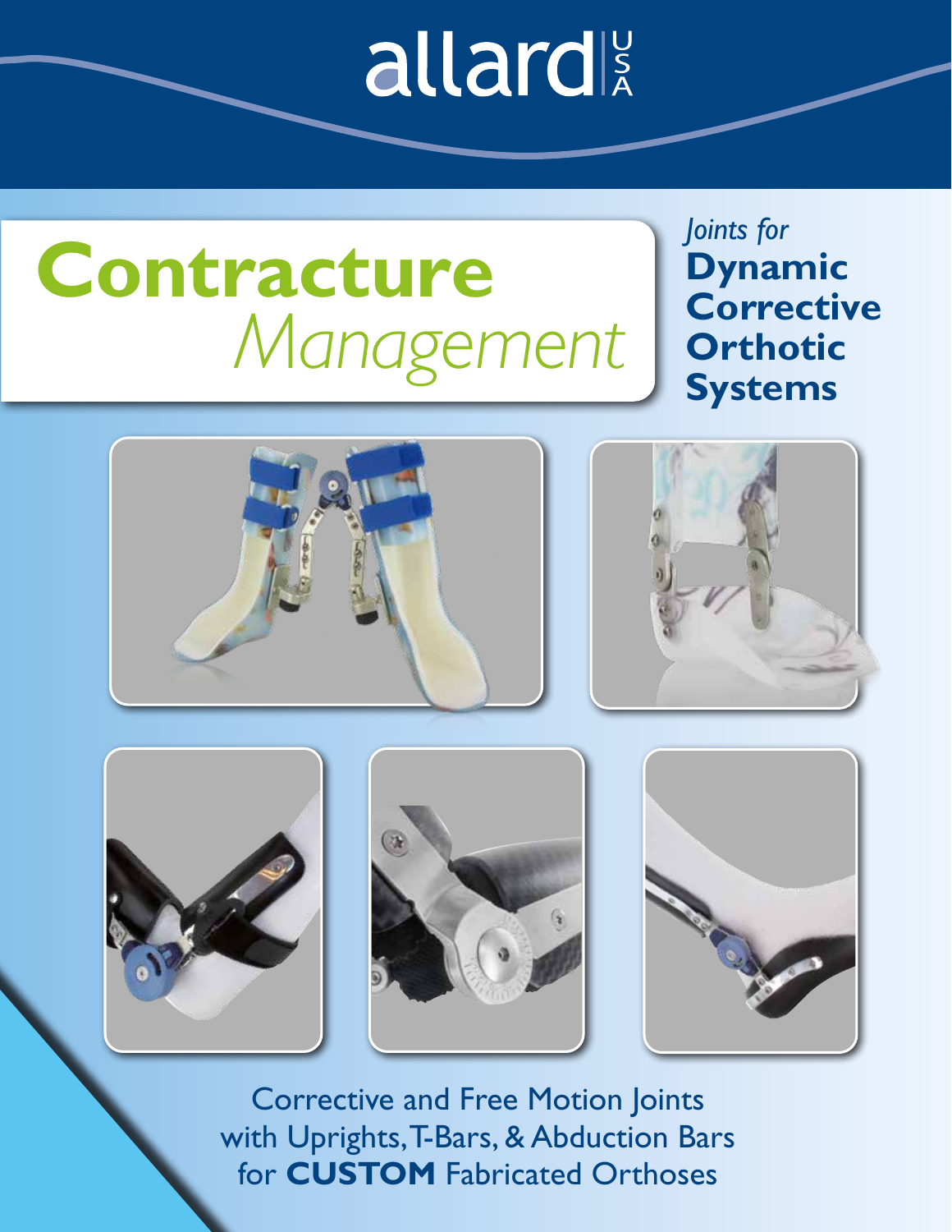allard USA

# Contracture *Management*

*Joints for*
**Dynamic Corrective Orthotic Systems**

Corrective and Free Motion Joints
with Uprights, T-Bars, & Abduction Bars
for **CUSTOM** Fabricated Orthoses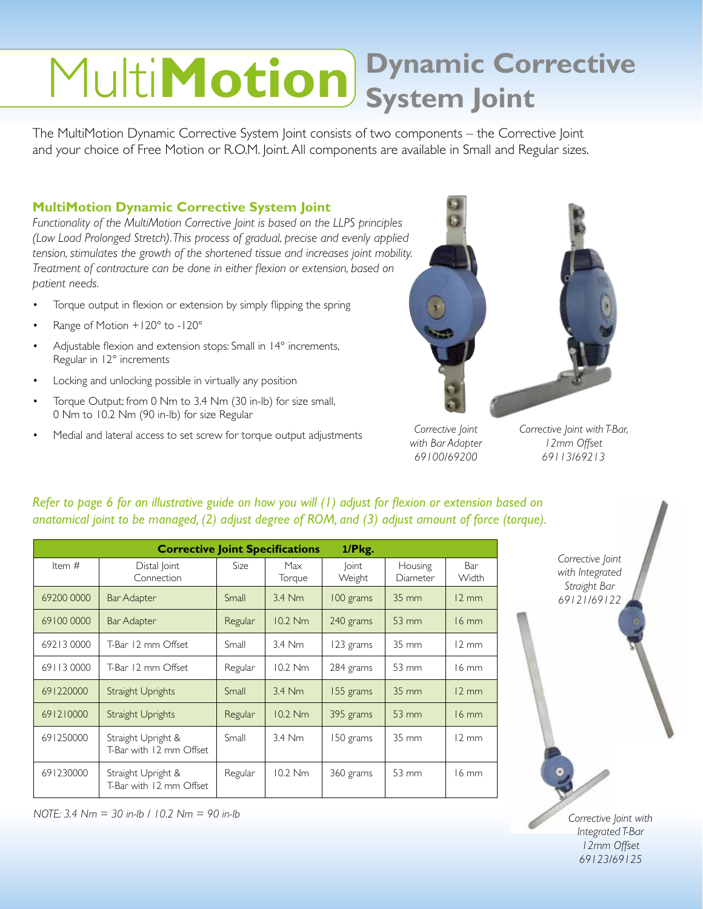# MultiMotion Dynamic Corrective System Joint

The MultiMotion Dynamic Corrective System Joint consists of two components – the Corrective Joint and your choice of Free Motion or R.O.M. Joint. All components are available in Small and Regular sizes.

## MultiMotion Dynamic Corrective System Joint

*Functionality of the MultiMotion Corrective Joint is based on the LLPS principles (Low Load Prolonged Stretch). This process of gradual, precise and evenly applied tension, stimulates the growth of the shortened tissue and increases joint mobility. Treatment of contracture can be done in either flexion or extension, based on patient needs.*

- Torque output in flexion or extension by simply flipping the spring
- Range of Motion +120° to -120°
- Adjustable flexion and extension stops: Small in 14° increments, Regular in 12° increments
- Locking and unlocking possible in virtually any position
- Torque Output; from 0 Nm to 3.4 Nm (30 in-lb) for size small, 0 Nm to 10.2 Nm (90 in-lb) for size Regular
- Medial and lateral access to set screw for torque output adjustments

*Corrective Joint with Bar Adapter 69100/69200*

*Corrective Joint with T-Bar, 12mm Offset 69113/69213*

*Refer to page 6 for an illustrative guide on how you will (1) adjust for flexion or extension based on anatomical joint to be managed, (2) adjust degree of ROM, and (3) adjust amount of force (torque).*

| **Corrective Joint Specifications 1/Pkg.** | | | | | | |
|---|---|---|---|---|---|---|
| Item # | Distal Joint Connection | Size | Max Torque | Joint Weight | Housing Diameter | Bar Width |
| 69200 0000 | Bar Adapter | Small | 3.4 Nm | 100 grams | 35 mm | 12 mm |
| 69100 0000 | Bar Adapter | Regular | 10.2 Nm | 240 grams | 53 mm | 16 mm |
| 69213 0000 | T-Bar 12 mm Offset | Small | 3.4 Nm | 123 grams | 35 mm | 12 mm |
| 69113 0000 | T-Bar 12 mm Offset | Regular | 10.2 Nm | 284 grams | 53 mm | 16 mm |
| 691220000 | Straight Uprights | Small | 3.4 Nm | 155 grams | 35 mm | 12 mm |
| 691210000 | Straight Uprights | Regular | 10.2 Nm | 395 grams | 53 mm | 16 mm |
| 691250000 | Straight Upright & T-Bar with 12 mm Offset | Small | 3.4 Nm | 150 grams | 35 mm | 12 mm |
| 691230000 | Straight Upright & T-Bar with 12 mm Offset | Regular | 10.2 Nm | 360 grams | 53 mm | 16 mm |

*NOTE: 3.4 Nm = 30 in-lb / 10.2 Nm = 90 in-lb*

*Corrective Joint with Integrated Straight Bar 69121/69122*

*Corrective Joint with Integrated T-Bar 12mm Offset 69123/69125*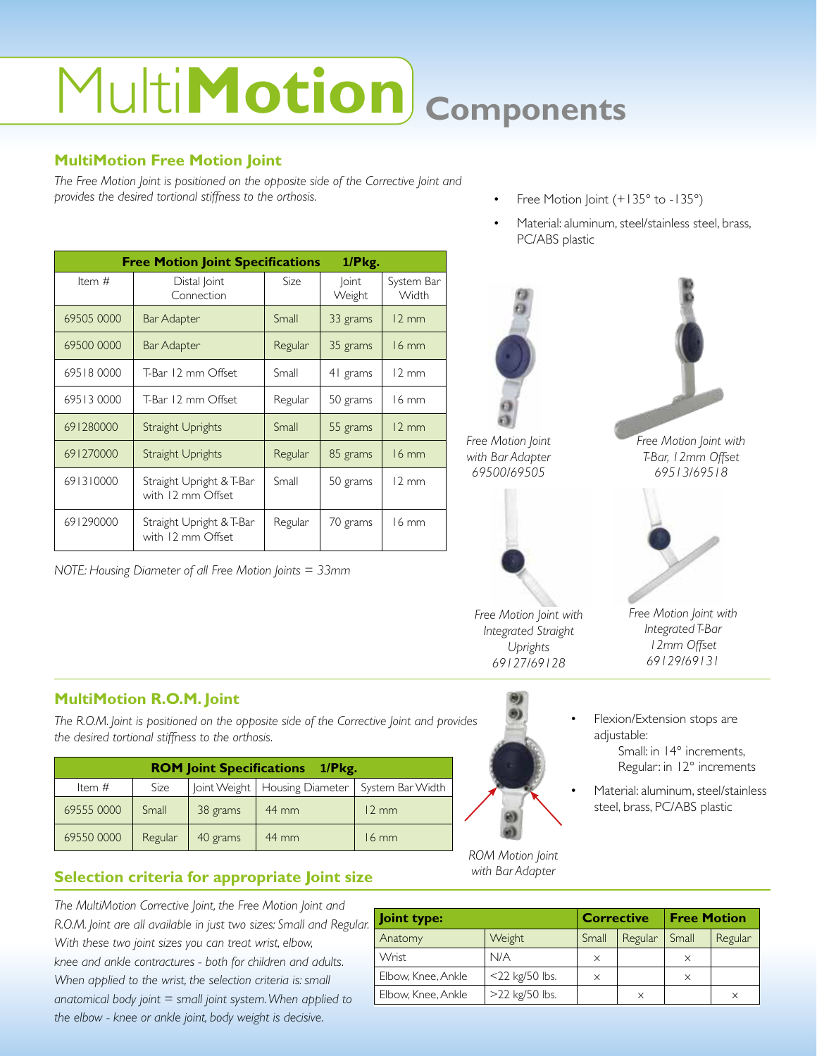# MultiMotion Components

## MultiMotion Free Motion Joint

*The Free Motion Joint is positioned on the opposite side of the Corrective Joint and provides the desired tortional stiffness to the orthosis.*

- Free Motion Joint (+135° to -135°)
- Material: aluminum, steel/stainless steel, brass, PC/ABS plastic

| Free Motion Joint Specifications | 1/Pkg. | | | |
|---|---|---|---|---|
| Item # | Distal Joint Connection | Size | Joint Weight | System Bar Width |
| 69505 0000 | Bar Adapter | Small | 33 grams | 12 mm |
| 69500 0000 | Bar Adapter | Regular | 35 grams | 16 mm |
| 69518 0000 | T-Bar 12 mm Offset | Small | 41 grams | 12 mm |
| 69513 0000 | T-Bar 12 mm Offset | Regular | 50 grams | 16 mm |
| 691280000 | Straight Uprights | Small | 55 grams | 12 mm |
| 691270000 | Straight Uprights | Regular | 85 grams | 16 mm |
| 691310000 | Straight Upright & T-Bar with 12 mm Offset | Small | 50 grams | 12 mm |
| 691290000 | Straight Upright & T-Bar with 12 mm Offset | Regular | 70 grams | 16 mm |

*NOTE: Housing Diameter of all Free Motion Joints = 33mm*

*Free Motion Joint with Bar Adapter 69500/69505*

*Free Motion Joint with T-Bar, 12mm Offset 69513/69518*

*Free Motion Joint with Integrated Straight Uprights 69127/69128*

*Free Motion Joint with Integrated T-Bar 12mm Offset 69129/69131*

## MultiMotion R.O.M. Joint

*The R.O.M. Joint is positioned on the opposite side of the Corrective Joint and provides the desired tortional stiffness to the orthosis.*

| ROM Joint Specifications | 1/Pkg. | | | |
|---|---|---|---|---|
| Item # | Size | Joint Weight | Housing Diameter | System Bar Width |
| 69555 0000 | Small | 38 grams | 44 mm | 12 mm |
| 69550 0000 | Regular | 40 grams | 44 mm | 16 mm |

*ROM Motion Joint with Bar Adapter*

- Flexion/Extension stops are adjustable:
  - Small: in 14° increments,
  - Regular: in 12° increments
- Material: aluminum, steel/stainless steel, brass, PC/ABS plastic

## Selection criteria for appropriate Joint size

*The MultiMotion Corrective Joint, the Free Motion Joint and R.O.M. Joint are all available in just two sizes: Small and Regular. With these two joint sizes you can treat wrist, elbow, knee and ankle contractures - both for children and adults. When applied to the wrist, the selection criteria is: small anatomical body joint = small joint system. When applied to the elbow - knee or ankle joint, body weight is decisive.*

| Joint type: | | Corrective | | Free Motion | |
|---|---|---|---|---|---|
| Anatomy | Weight | Small | Regular | Small | Regular |
| Wrist | N/A | × | | × | |
| Elbow, Knee, Ankle | <22 kg/50 lbs. | × | | × | |
| Elbow, Knee, Ankle | >22 kg/50 lbs. | | × | | × |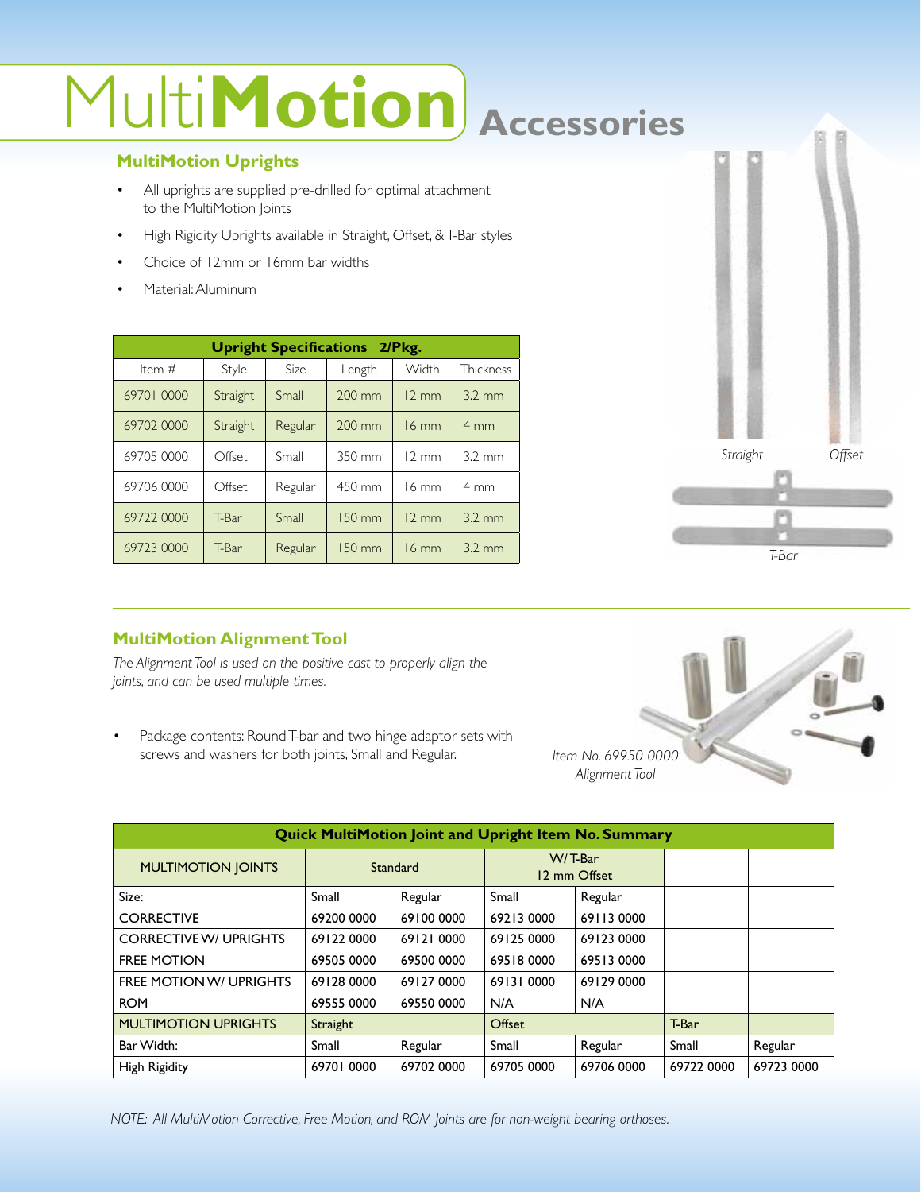# MultiMotion Accessories

## MultiMotion Uprights

- All uprights are supplied pre-drilled for optimal attachment to the MultiMotion Joints
- High Rigidity Uprights available in Straight, Offset, & T-Bar styles
- Choice of 12mm or 16mm bar widths
- Material: Aluminum

| Upright Specifications 2/Pkg. | | | | | |
|---|---|---|---|---|---|
| Item # | Style | Size | Length | Width | Thickness |
| 69701 0000 | Straight | Small | 200 mm | 12 mm | 3.2 mm |
| 69702 0000 | Straight | Regular | 200 mm | 16 mm | 4 mm |
| 69705 0000 | Offset | Small | 350 mm | 12 mm | 3.2 mm |
| 69706 0000 | Offset | Regular | 450 mm | 16 mm | 4 mm |
| 69722 0000 | T-Bar | Small | 150 mm | 12 mm | 3.2 mm |
| 69723 0000 | T-Bar | Regular | 150 mm | 16 mm | 3.2 mm |

*Straight* *Offset*

*T-Bar*

## MultiMotion Alignment Tool

*The Alignment Tool is used on the positive cast to properly align the joints, and can be used multiple times.*

- Package contents: Round T-bar and two hinge adaptor sets with screws and washers for both joints, Small and Regular.

*Item No. 69950 0000 Alignment Tool*

| Quick MultiMotion Joint and Upright Item No. Summary | | | | | | |
|---|---|---|---|---|---|---|
| MULTIMOTION JOINTS | Standard | | W/ T-Bar 12 mm Offset | | | |
| Size: | Small | Regular | Small | Regular | | |
| CORRECTIVE | 69200 0000 | 69100 0000 | 69213 0000 | 69113 0000 | | |
| CORRECTIVE W/ UPRIGHTS | 69122 0000 | 69121 0000 | 69125 0000 | 69123 0000 | | |
| FREE MOTION | 69505 0000 | 69500 0000 | 69518 0000 | 69513 0000 | | |
| FREE MOTION W/ UPRIGHTS | 69128 0000 | 69127 0000 | 69131 0000 | 69129 0000 | | |
| ROM | 69555 0000 | 69550 0000 | N/A | N/A | | |
| MULTIMOTION UPRIGHTS | Straight | | Offset | | T-Bar | |
| Bar Width: | Small | Regular | Small | Regular | Small | Regular |
| High Rigidity | 69701 0000 | 69702 0000 | 69705 0000 | 69706 0000 | 69722 0000 | 69723 0000 |

*NOTE: All MultiMotion Corrective, Free Motion, and ROM Joints are for non-weight bearing orthoses.*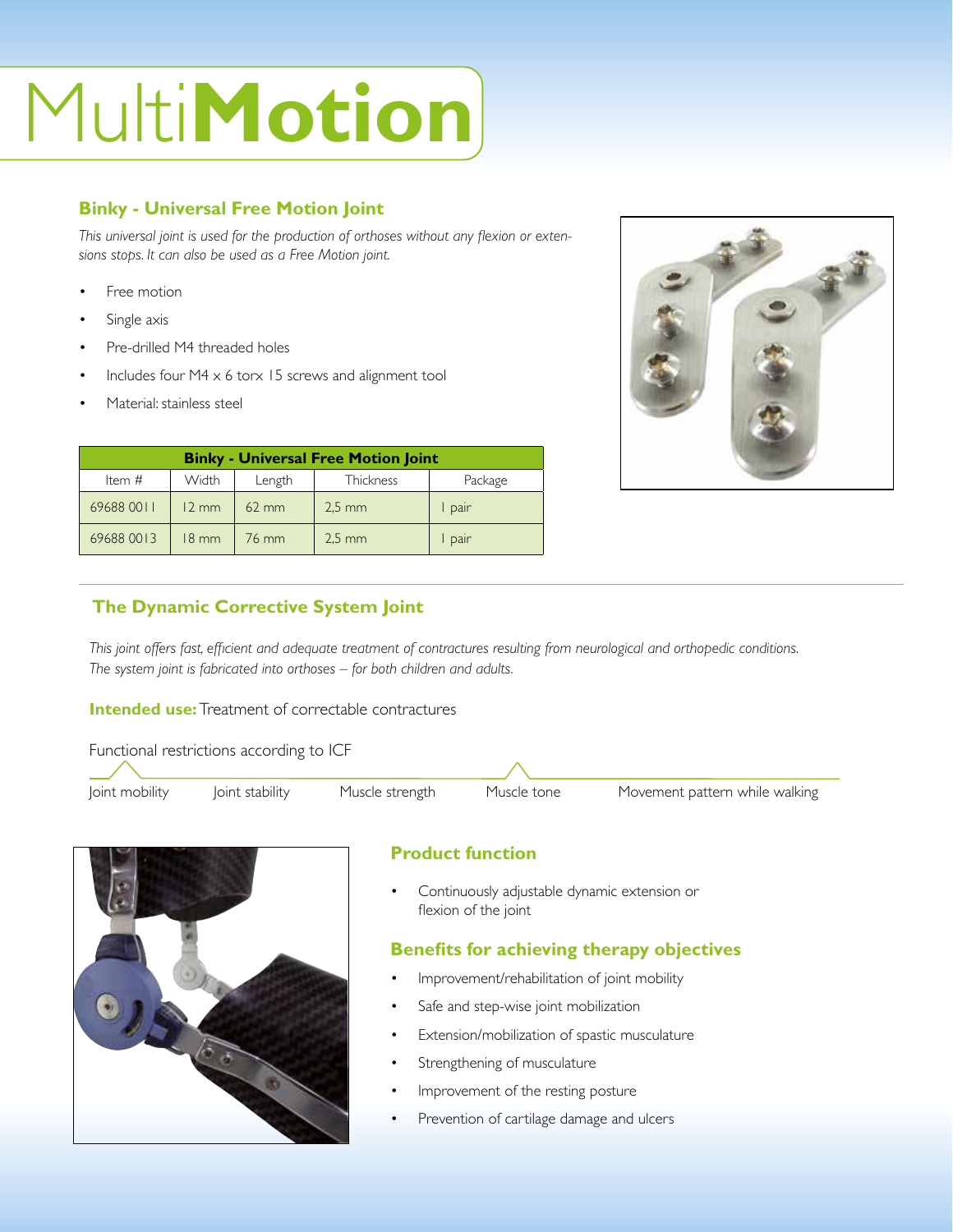# MultiMotion

## Binky - Universal Free Motion Joint

*This universal joint is used for the production of orthoses without any flexion or extensions stops. It can also be used as a Free Motion joint.*

- Free motion
- Single axis
- Pre-drilled M4 threaded holes
- Includes four M4 x 6 torx 15 screws and alignment tool
- Material: stainless steel

| Binky - Universal Free Motion Joint | | | | |
|---|---|---|---|---|
| Item # | Width | Length | Thickness | Package |
| 69688 0011 | 12 mm | 62 mm | 2,5 mm | 1 pair |
| 69688 0013 | 18 mm | 76 mm | 2,5 mm | 1 pair |

## The Dynamic Corrective System Joint

*This joint offers fast, efficient and adequate treatment of contractures resulting from neurological and orthopedic conditions. The system joint is fabricated into orthoses – for both children and adults.*

**Intended use:** Treatment of correctable contractures

Functional restrictions according to ICF

Joint mobility | Joint stability | Muscle strength | Muscle tone | Movement pattern while walking

### Product function

- Continuously adjustable dynamic extension or flexion of the joint

### Benefits for achieving therapy objectives

- Improvement/rehabilitation of joint mobility
- Safe and step-wise joint mobilization
- Extension/mobilization of spastic musculature
- Strengthening of musculature
- Improvement of the resting posture
- Prevention of cartilage damage and ulcers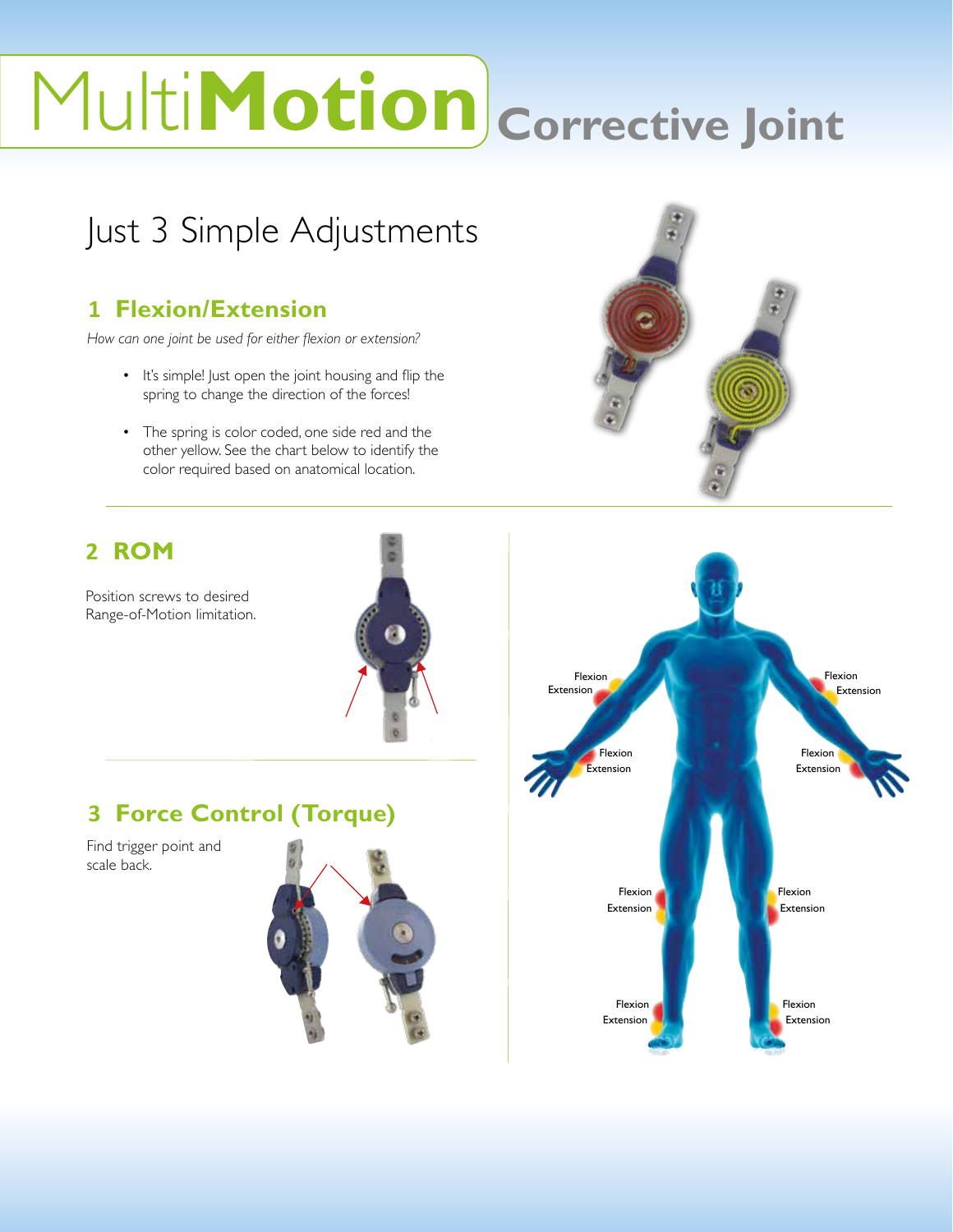# MultiMotion Corrective Joint

## Just 3 Simple Adjustments

### 1 Flexion/Extension

*How can one joint be used for either flexion or extension?*

- It's simple! Just open the joint housing and flip the spring to change the direction of the forces!
- The spring is color coded, one side red and the other yellow. See the chart below to identify the color required based on anatomical location.

### 2 ROM

Position screws to desired Range-of-Motion limitation.

### 3 Force Control (Torque)

Find trigger point and scale back.

Flexion
Extension

Flexion
Extension

Flexion
Extension

Flexion
Extension

Flexion
Extension

Flexion
Extension

Flexion
Extension

Flexion
Extension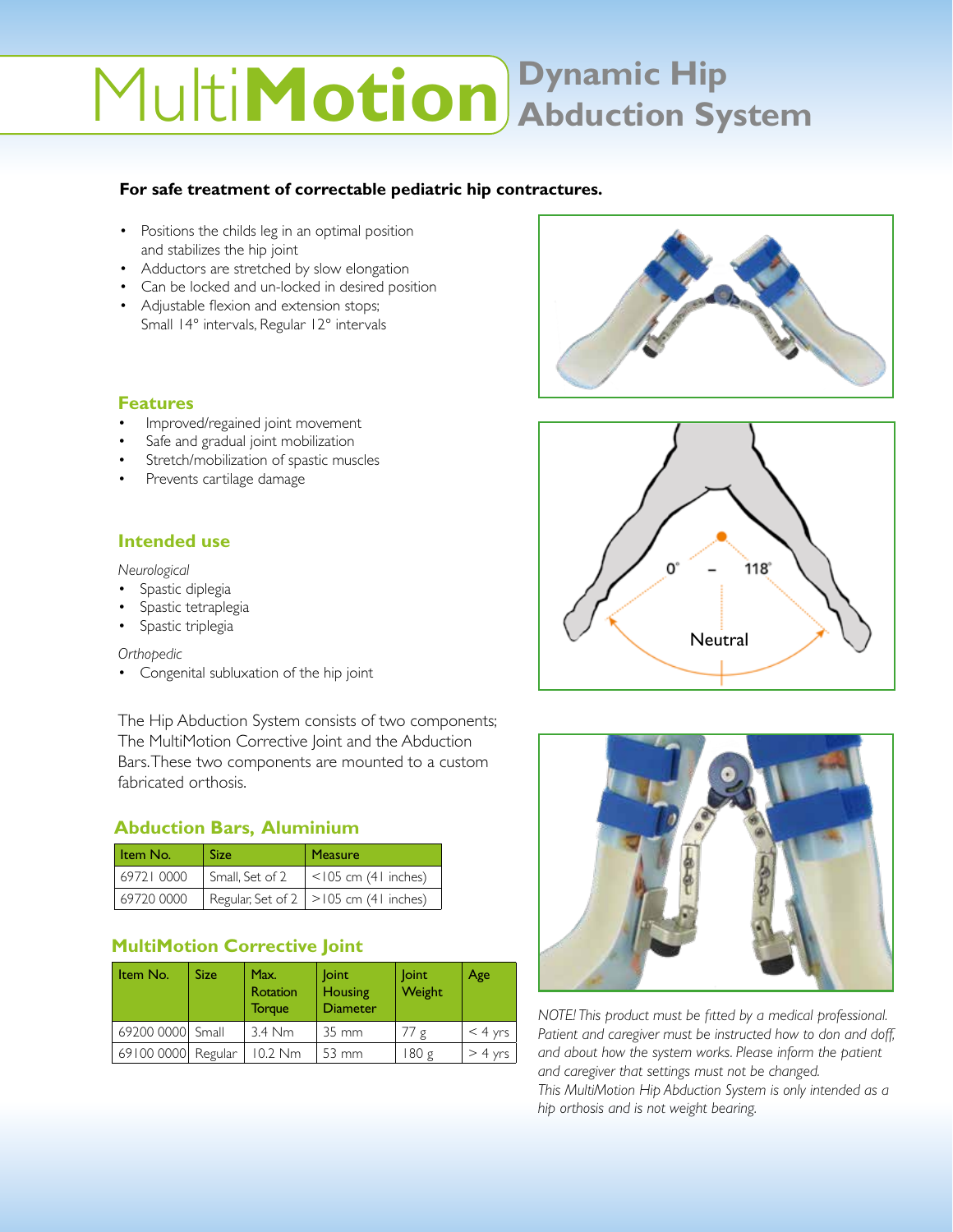# MultiMotion Dynamic Hip Abduction System

**For safe treatment of correctable pediatric hip contractures.**

- Positions the childs leg in an optimal position and stabilizes the hip joint
- Adductors are stretched by slow elongation
- Can be locked and un-locked in desired position
- Adjustable flexion and extension stops; Small 14° intervals, Regular 12° intervals

## Features

- Improved/regained joint movement
- Safe and gradual joint mobilization
- Stretch/mobilization of spastic muscles
- Prevents cartilage damage

## Intended use

*Neurological*

- Spastic diplegia
- Spastic tetraplegia
- Spastic triplegia

*Orthopedic*

- Congenital subluxation of the hip joint

The Hip Abduction System consists of two components; The MultiMotion Corrective Joint and the Abduction Bars. These two components are mounted to a custom fabricated orthosis.

0° – 118°

Neutral

## Abduction Bars, Aluminium

| Item No. | Size | Measure |
|---|---|---|
| 69721 0000 | Small, Set of 2 | <105 cm (41 inches) |
| 69720 0000 | Regular, Set of 2 | >105 cm (41 inches) |

## MultiMotion Corrective Joint

| Item No. | Size | Max. Rotation Torque | Joint Housing Diameter | Joint Weight | Age |
|---|---|---|---|---|---|
| 69200 0000 | Small | 3.4 Nm | 35 mm | 77 g | < 4 yrs |
| 69100 0000 | Regular | 10.2 Nm | 53 mm | 180 g | > 4 yrs |

*NOTE! This product must be fitted by a medical professional. Patient and caregiver must be instructed how to don and doff, and about how the system works. Please inform the patient and caregiver that settings must not be changed.*
*This MultiMotion Hip Abduction System is only intended as a hip orthosis and is not weight bearing.*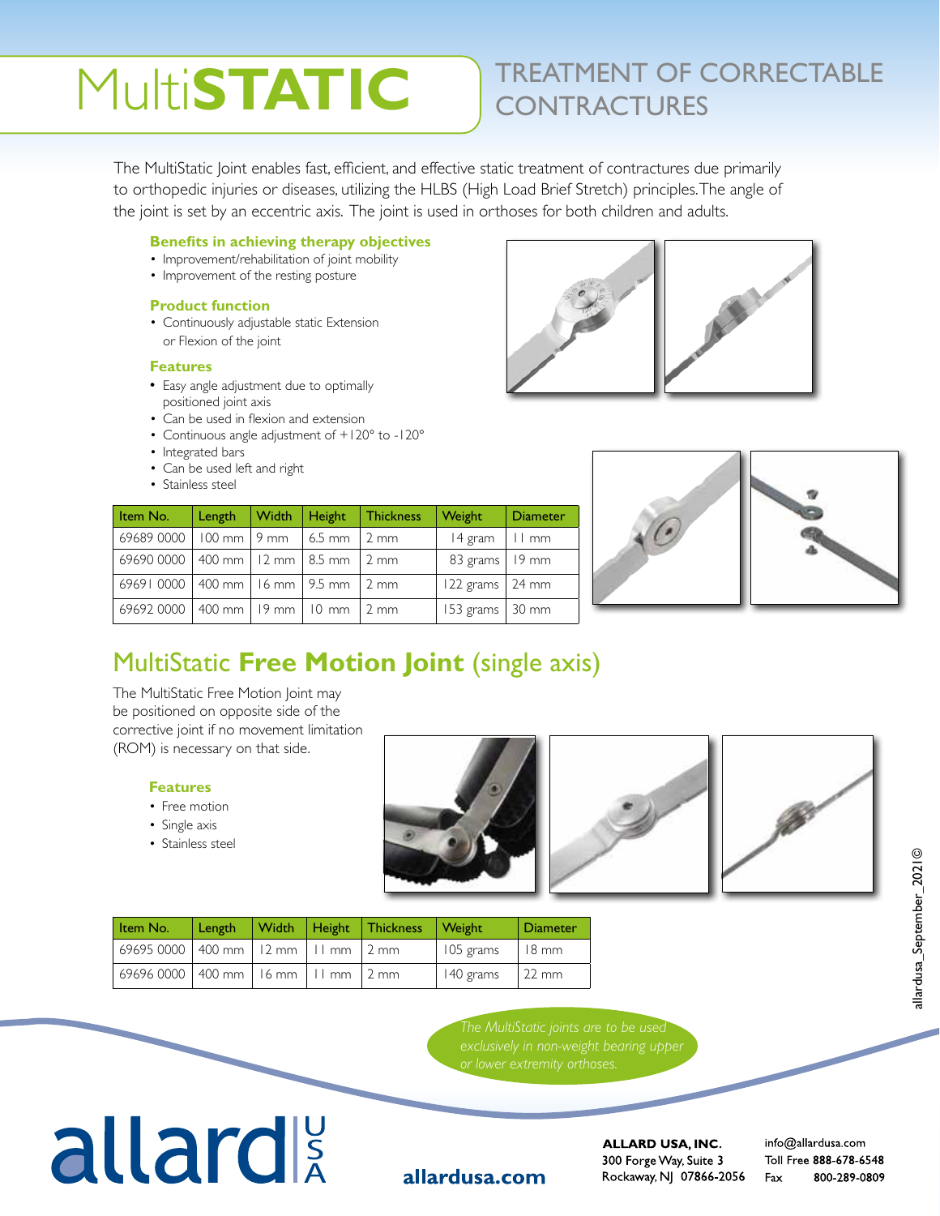# MultiSTATIC

## TREATMENT OF CORRECTABLE CONTRACTURES

The MultiStatic Joint enables fast, efficient, and effective static treatment of contractures due primarily to orthopedic injuries or diseases, utilizing the HLBS (High Load Brief Stretch) principles. The angle of the joint is set by an eccentric axis. The joint is used in orthoses for both children and adults.

### Benefits in achieving therapy objectives

- Improvement/rehabilitation of joint mobility
- Improvement of the resting posture

### Product function

- Continuously adjustable static Extension or Flexion of the joint

### Features

- Easy angle adjustment due to optimally positioned joint axis
- Can be used in flexion and extension
- Continuous angle adjustment of +120° to -120°
- Integrated bars
- Can be used left and right
- Stainless steel

| Item No. | Length | Width | Height | Thickness | Weight | Diameter |
|---|---|---|---|---|---|---|
| 69689 0000 | 100 mm | 9 mm | 6.5 mm | 2 mm | 14 gram | 11 mm |
| 69690 0000 | 400 mm | 12 mm | 8.5 mm | 2 mm | 83 grams | 19 mm |
| 69691 0000 | 400 mm | 16 mm | 9.5 mm | 2 mm | 122 grams | 24 mm |
| 69692 0000 | 400 mm | 19 mm | 10 mm | 2 mm | 153 grams | 30 mm |

## MultiStatic **Free Motion Joint** (single axis)

The MultiStatic Free Motion Joint may be positioned on opposite side of the corrective joint if no movement limitation (ROM) is necessary on that side.

### Features

- Free motion
- Single axis
- Stainless steel

| Item No. | Length | Width | Height | Thickness | Weight | Diameter |
|---|---|---|---|---|---|---|
| 69695 0000 | 400 mm | 12 mm | 11 mm | 2 mm | 105 grams | 18 mm |
| 69696 0000 | 400 mm | 16 mm | 11 mm | 2 mm | 140 grams | 22 mm |

*The MultiStatic joints are to be used exclusively in non-weight bearing upper or lower extremity orthoses.*

allard USA

allardusa.com

**ALLARD USA, INC.**
300 Forge Way, Suite 3
Rockaway, NJ 07866-2056

info@allardusa.com
Toll Free 888-678-6548
Fax 800-289-0809

allardusa_September_2021©